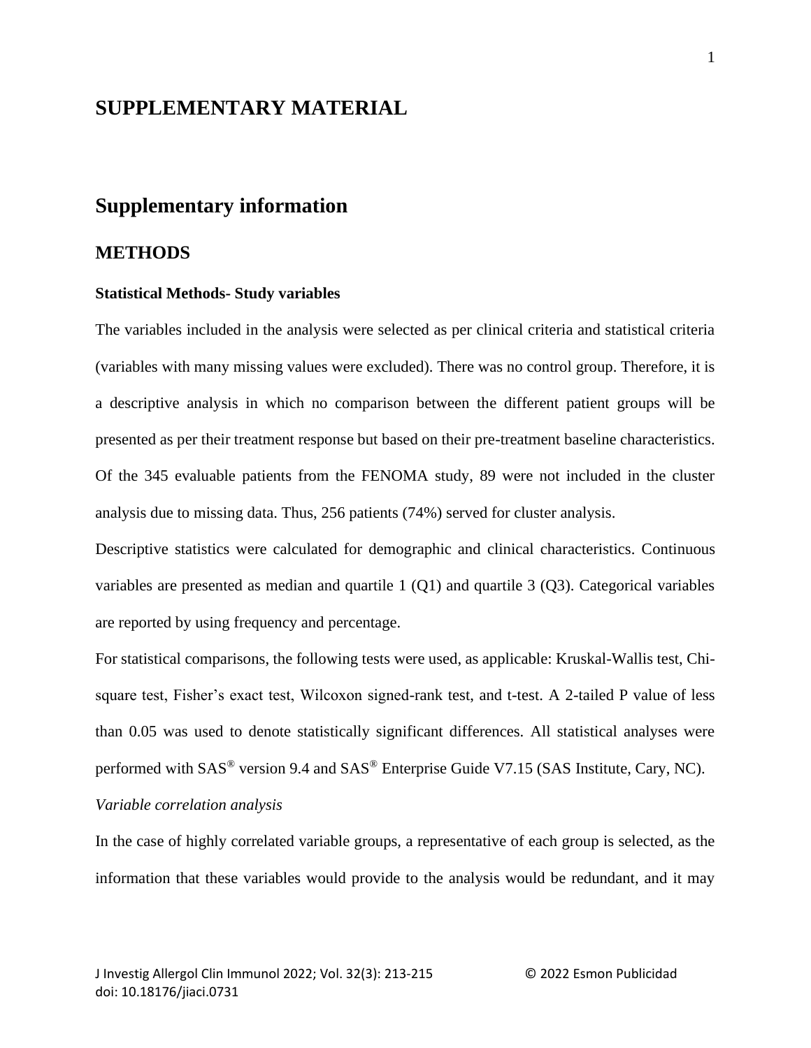# SUPPLEMENTARY MATERIAL

## Supplementary information

### METHODS

**Statistical Methods- Study variables**

The variables included in the analysis were selected as per clinical criteria and statistical criteria (variables with many missing values were excluded). There was no control group. Therefore, it is a descriptive analysis in which no comparison between the different patient groups will be presented as per their treatment response but based on their pre-treatment baseline characteristics. Of the 345 evaluable patients from the FENOMA study, 89 were not included in the cluster analysis due to missing data. Thus, 256 patients (74%) served for cluster analysis.

Descriptive statistics were calculated for demographic and clinical characteristics. Continuous variables are presented as median and quartile 1 (Q1) and quartile 3 (Q3). Categorical variables are reported by using frequency and percentage.

For statistical comparisons, the following tests were used, as applicable: Kruskal-Wallis test, Chi-square test, Fisher's exact test, Wilcoxon signed-rank test, and t-test. A 2-tailed P value of less than 0.05 was used to denote statistically significant differences. All statistical analyses were performed with SAS® version 9.4 and SAS® Enterprise Guide V7.15 (SAS Institute, Cary, NC).

*Variable correlation analysis*

In the case of highly correlated variable groups, a representative of each group is selected, as the information that these variables would provide to the analysis would be redundant, and it may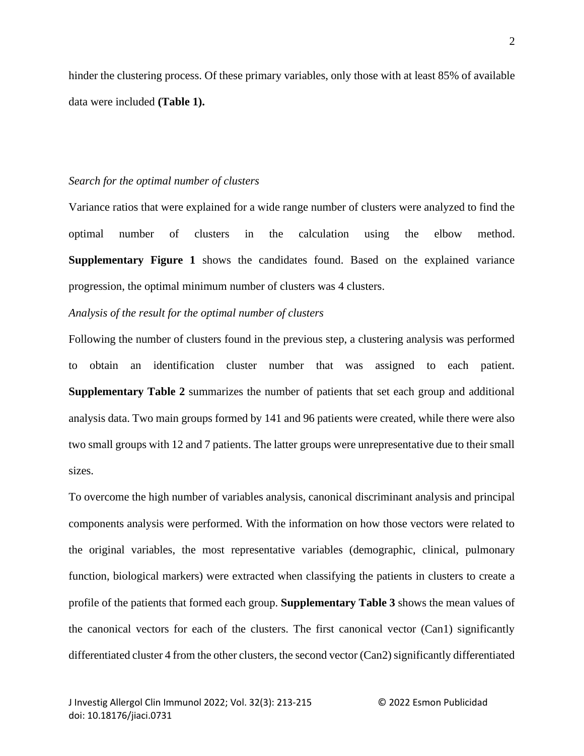hinder the clustering process. Of these primary variables, only those with at least 85% of available data were included **(Table 1).**

*Search for the optimal number of clusters*

Variance ratios that were explained for a wide range number of clusters were analyzed to find the optimal number of clusters in the calculation using the elbow method. **Supplementary Figure 1** shows the candidates found. Based on the explained variance progression, the optimal minimum number of clusters was 4 clusters.

*Analysis of the result for the optimal number of clusters*

Following the number of clusters found in the previous step, a clustering analysis was performed to obtain an identification cluster number that was assigned to each patient. **Supplementary Table 2** summarizes the number of patients that set each group and additional analysis data. Two main groups formed by 141 and 96 patients were created, while there were also two small groups with 12 and 7 patients. The latter groups were unrepresentative due to their small sizes.

To overcome the high number of variables analysis, canonical discriminant analysis and principal components analysis were performed. With the information on how those vectors were related to the original variables, the most representative variables (demographic, clinical, pulmonary function, biological markers) were extracted when classifying the patients in clusters to create a profile of the patients that formed each group. **Supplementary Table 3** shows the mean values of the canonical vectors for each of the clusters. The first canonical vector (Can1) significantly differentiated cluster 4 from the other clusters, the second vector (Can2) significantly differentiated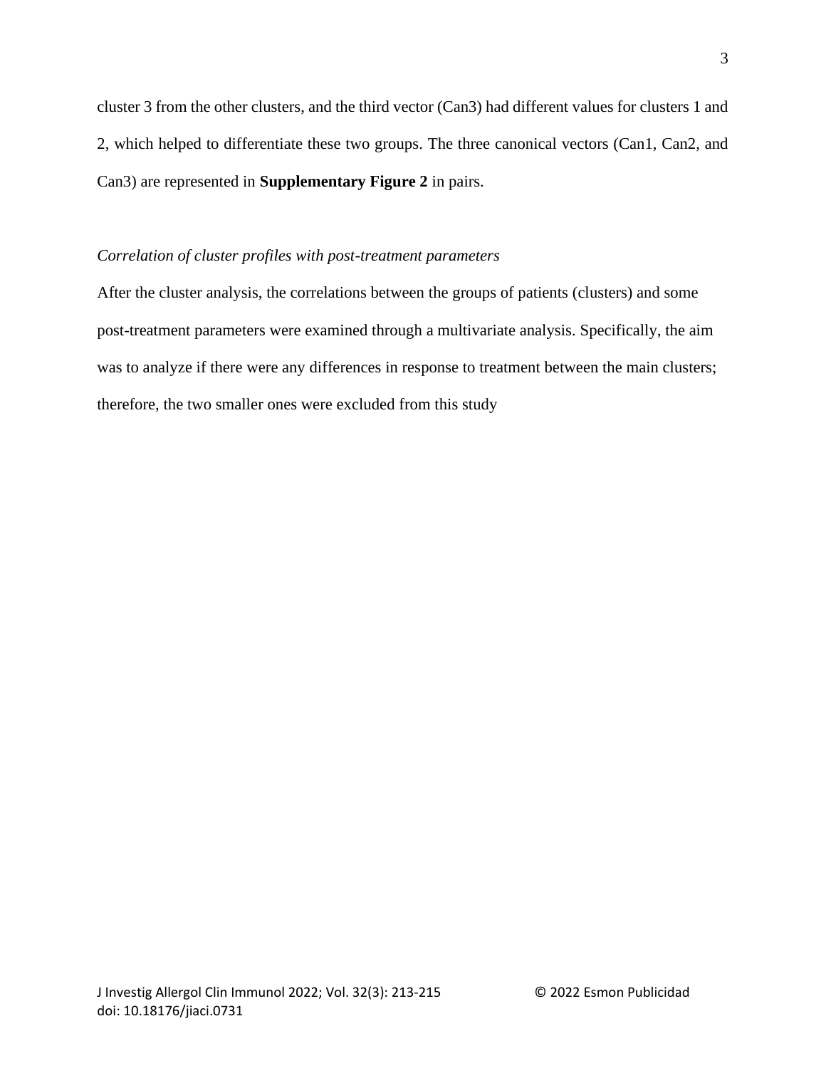cluster 3 from the other clusters, and the third vector (Can3) had different values for clusters 1 and 2, which helped to differentiate these two groups. The three canonical vectors (Can1, Can2, and Can3) are represented in **Supplementary Figure 2** in pairs.

*Correlation of cluster profiles with post-treatment parameters*

After the cluster analysis, the correlations between the groups of patients (clusters) and some post-treatment parameters were examined through a multivariate analysis. Specifically, the aim was to analyze if there were any differences in response to treatment between the main clusters; therefore, the two smaller ones were excluded from this study